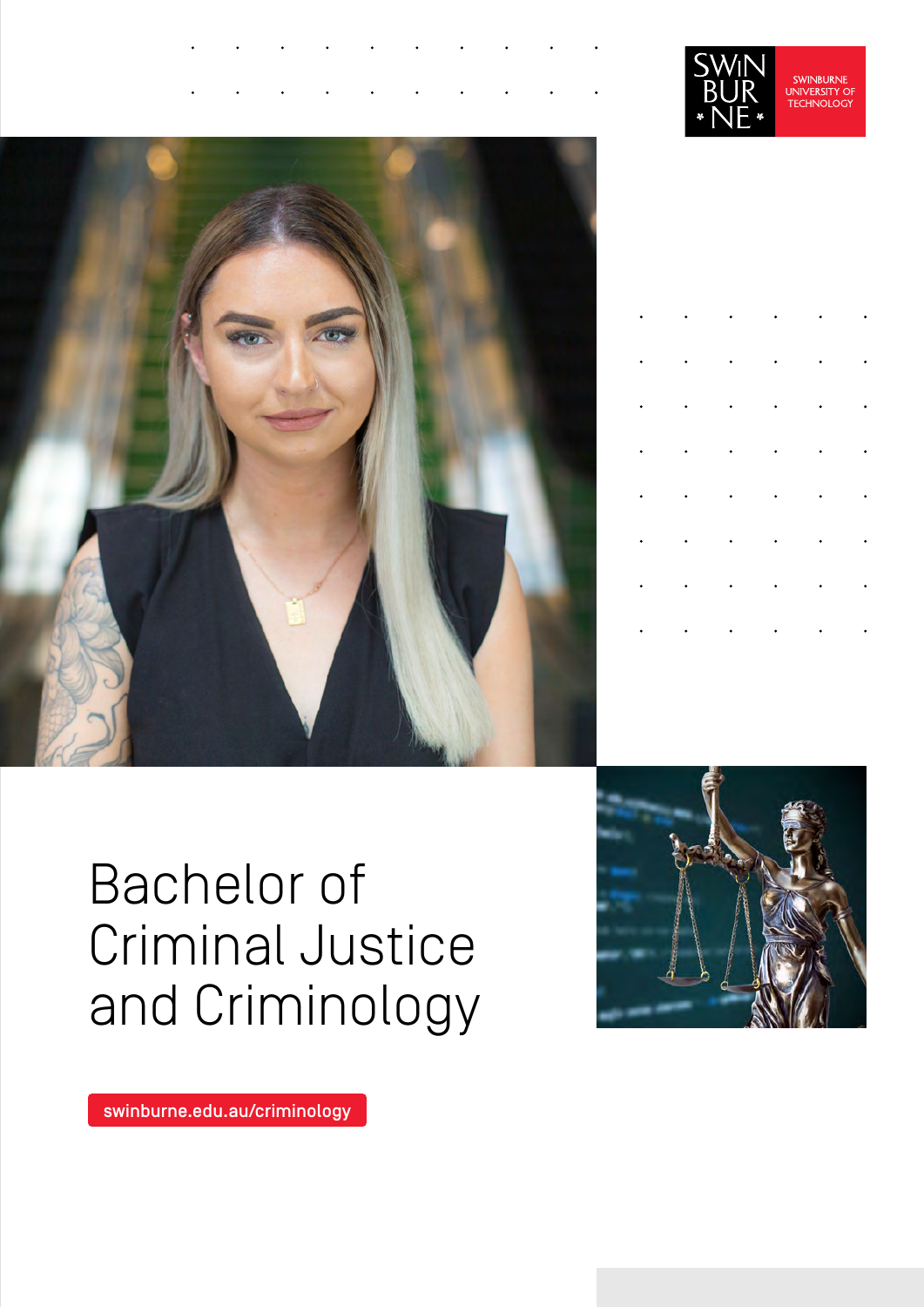# Bachelor of Criminal Justice and Criminology

swinburne.edu.au/criminology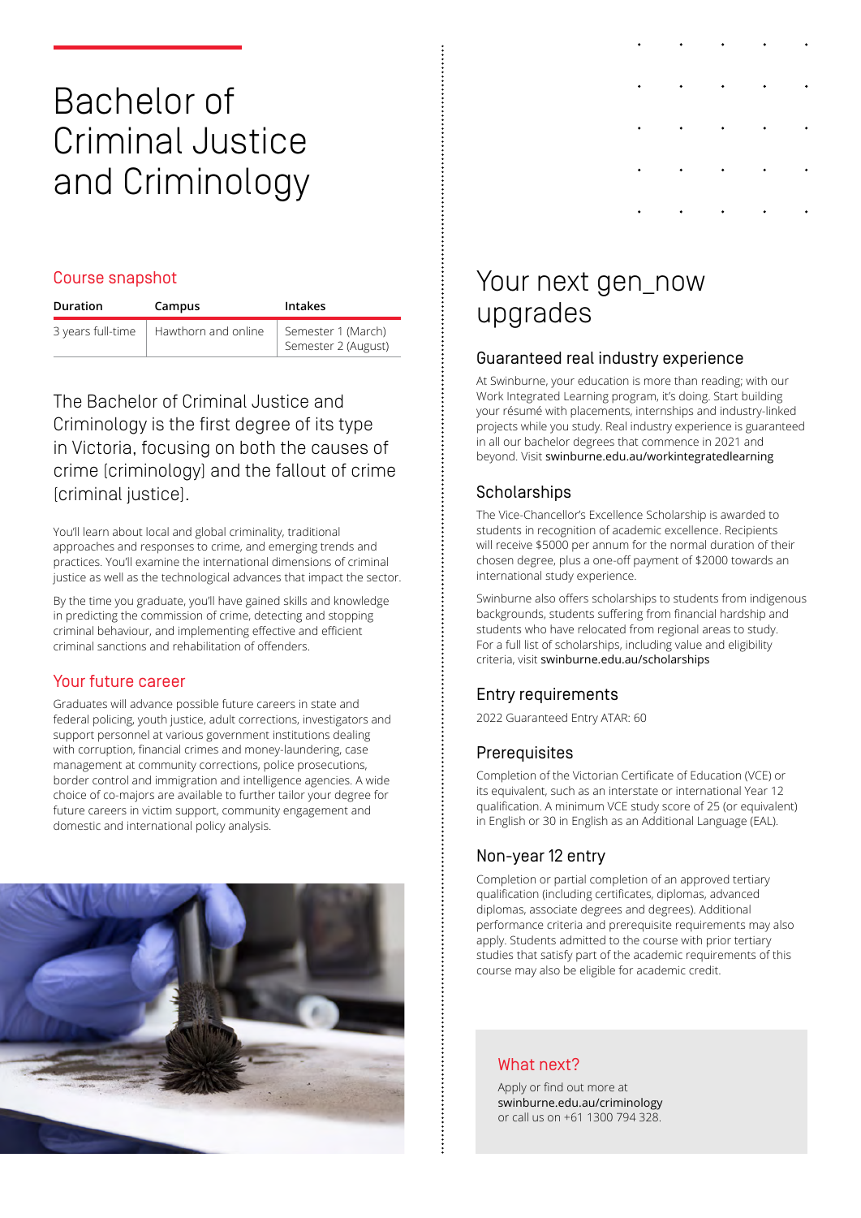# Bachelor of Criminal Justice and Criminology

## Course snapshot

| Duration | Campus | Intakes |
|---|---|---|
| 3 years full-time | Hawthorn and online | Semester 1 (March)<br>Semester 2 (August) |

The Bachelor of Criminal Justice and Criminology is the first degree of its type in Victoria, focusing on both the causes of crime (criminology) and the fallout of crime (criminal justice).

You'll learn about local and global criminality, traditional approaches and responses to crime, and emerging trends and practices. You'll examine the international dimensions of criminal justice as well as the technological advances that impact the sector.

By the time you graduate, you'll have gained skills and knowledge in predicting the commission of crime, detecting and stopping criminal behaviour, and implementing effective and efficient criminal sanctions and rehabilitation of offenders.

## Your future career

Graduates will advance possible future careers in state and federal policing, youth justice, adult corrections, investigators and support personnel at various government institutions dealing with corruption, financial crimes and money-laundering, case management at community corrections, police prosecutions, border control and immigration and intelligence agencies. A wide choice of co-majors are available to further tailor your degree for future careers in victim support, community engagement and domestic and international policy analysis.

## Your next gen_now upgrades

### Guaranteed real industry experience

At Swinburne, your education is more than reading; with our Work Integrated Learning program, it's doing. Start building your résumé with placements, internships and industry-linked projects while you study. Real industry experience is guaranteed in all our bachelor degrees that commence in 2021 and beyond. Visit swinburne.edu.au/workintegratedlearning

### Scholarships

The Vice-Chancellor's Excellence Scholarship is awarded to students in recognition of academic excellence. Recipients will receive $5000 per annum for the normal duration of their chosen degree, plus a one-off payment of $2000 towards an international study experience.

Swinburne also offers scholarships to students from indigenous backgrounds, students suffering from financial hardship and students who have relocated from regional areas to study. For a full list of scholarships, including value and eligibility criteria, visit swinburne.edu.au/scholarships

### Entry requirements

2022 Guaranteed Entry ATAR: 60

### Prerequisites

Completion of the Victorian Certificate of Education (VCE) or its equivalent, such as an interstate or international Year 12 qualification. A minimum VCE study score of 25 (or equivalent) in English or 30 in English as an Additional Language (EAL).

### Non-year 12 entry

Completion or partial completion of an approved tertiary qualification (including certificates, diplomas, advanced diplomas, associate degrees and degrees). Additional performance criteria and prerequisite requirements may also apply. Students admitted to the course with prior tertiary studies that satisfy part of the academic requirements of this course may also be eligible for academic credit.

## What next?

Apply or find out more at swinburne.edu.au/criminology or call us on +61 1300 794 328.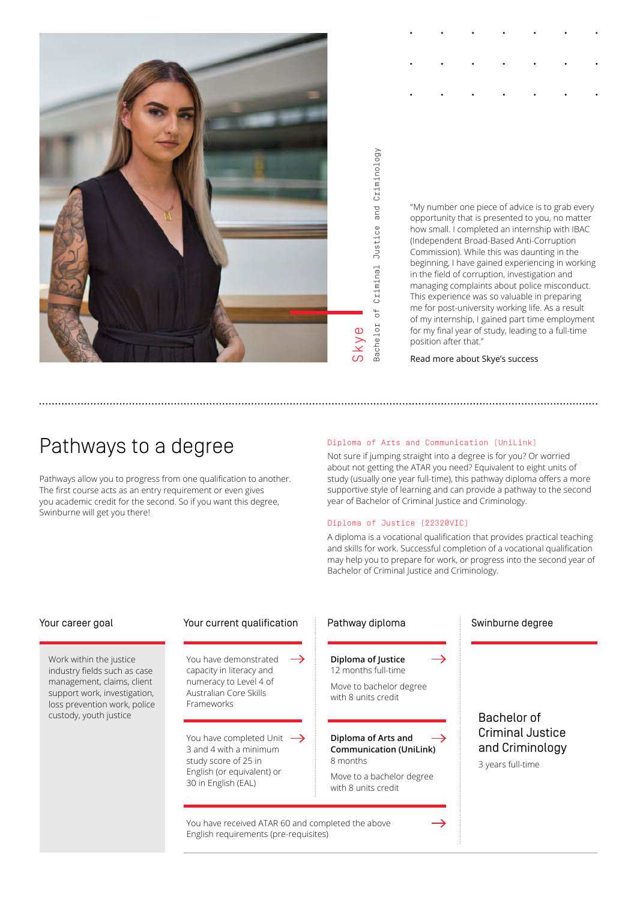Skye

Bachelor of Criminal Justice and Criminology

"My number one piece of advice is to grab every opportunity that is presented to you, no matter how small. I completed an internship with IBAC (Independent Broad-Based Anti-Corruption Commission). While this was daunting in the beginning, I have gained experiencing in working in the field of corruption, investigation and managing complaints about police misconduct. This experience was so valuable in preparing me for post-university working life. As a result of my internship, I gained part time employment for my final year of study, leading to a full-time position after that."

Read more about Skye's success

## Pathways to a degree

Pathways allow you to progress from one qualification to another. The first course acts as an entry requirement or even gives you academic credit for the second. So if you want this degree, Swinburne will get you there!

### Diploma of Arts and Communication (UniLink)

Not sure if jumping straight into a degree is for you? Or worried about not getting the ATAR you need? Equivalent to eight units of study (usually one year full-time), this pathway diploma offers a more supportive style of learning and can provide a pathway to the second year of Bachelor of Criminal Justice and Criminology.

### Diploma of Justice (22320VIC)

A diploma is a vocational qualification that provides practical teaching and skills for work. Successful completion of a vocational qualification may help you to prepare for work, or progress into the second year of Bachelor of Criminal Justice and Criminology.

| Your career goal | Your current qualification | Pathway diploma | Swinburne degree |
|---|---|---|---|
| Work within the justice industry fields such as case management, claims, client support work, investigation, loss prevention work, police custody, youth justice | You have demonstrated capacity in literacy and numeracy to Level 4 of Australian Core Skills Frameworks → | **Diploma of Justice** 12 months full-time<br>Move to bachelor degree with 8 units credit → | Bachelor of Criminal Justice and Criminology<br>3 years full-time |
| | You have completed Unit 3 and 4 with a minimum study score of 25 in English (or equivalent) or 30 in English (EAL) → | **Diploma of Arts and Communication (UniLink)** 8 months<br>Move to a bachelor degree with 8 units credit → | |
| | You have received ATAR 60 and completed the above English requirements (pre-requisites) → | | |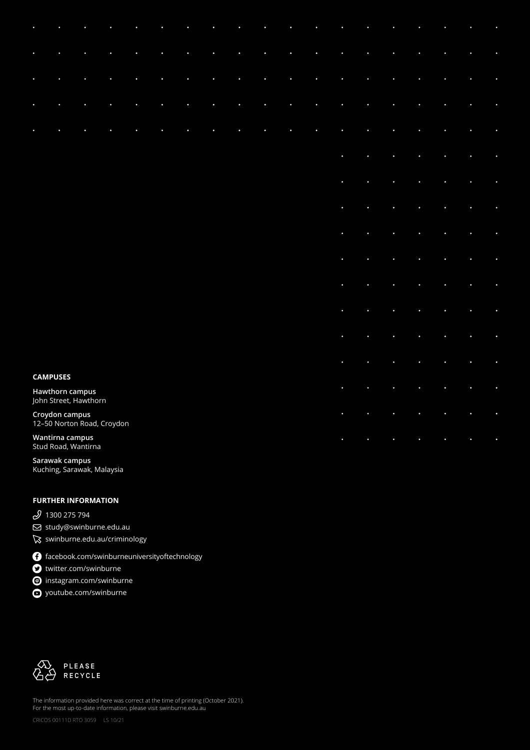**CAMPUSES**

**Hawthorn campus**
John Street, Hawthorn

**Croydon campus**
12–50 Norton Road, Croydon

**Wantirna campus**
Stud Road, Wantirna

**Sarawak campus**
Kuching, Sarawak, Malaysia

**FURTHER INFORMATION**

1300 275 794

study@swinburne.edu.au

swinburne.edu.au/criminology

facebook.com/swinburneuniversityoftechnology

twitter.com/swinburne

instagram.com/swinburne

youtube.com/swinburne

**PLEASE RECYCLE**

The information provided here was correct at the time of printing (October 2021).
For the most up-to-date information, please visit swinburne.edu.au

CRICOS 00111D RTO 3059 LS 10/21